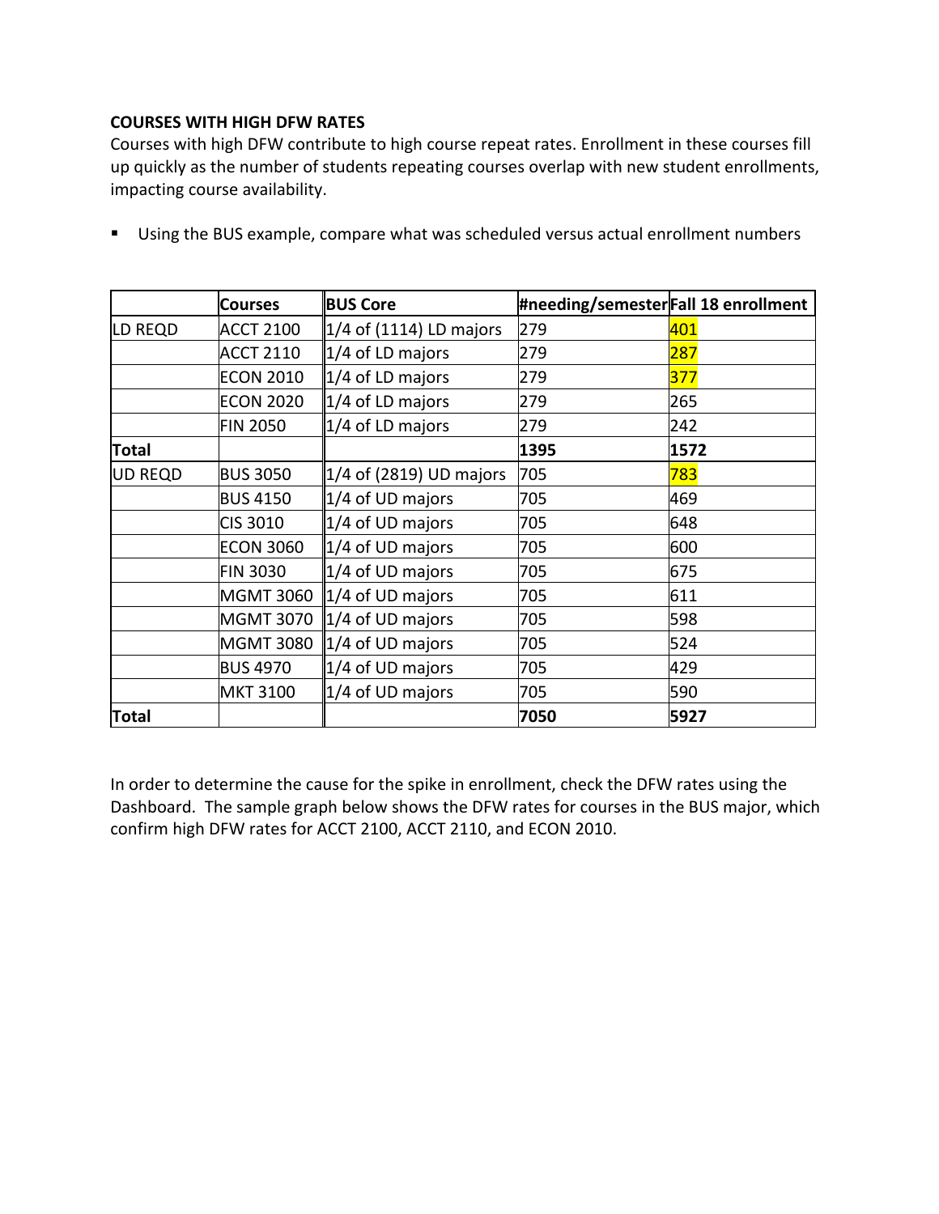**COURSES WITH HIGH DFW RATES**

Courses with high DFW contribute to high course repeat rates. Enrollment in these courses fill up quickly as the number of students repeating courses overlap with new student enrollments, impacting course availability.

- Using the BUS example, compare what was scheduled versus actual enrollment numbers

| | Courses | BUS Core | #needing/semester | Fall 18 enrollment |
|---|---|---|---|---|
| LD REQD | ACCT 2100 | 1/4 of (1114) LD majors | 279 | 401 |
| | ACCT 2110 | 1/4 of LD majors | 279 | 287 |
| | ECON 2010 | 1/4 of LD majors | 279 | 377 |
| | ECON 2020 | 1/4 of LD majors | 279 | 265 |
| | FIN 2050 | 1/4 of LD majors | 279 | 242 |
| **Total** | | | **1395** | **1572** |
| UD REQD | BUS 3050 | 1/4 of (2819) UD majors | 705 | 783 |
| | BUS 4150 | 1/4 of UD majors | 705 | 469 |
| | CIS 3010 | 1/4 of UD majors | 705 | 648 |
| | ECON 3060 | 1/4 of UD majors | 705 | 600 |
| | FIN 3030 | 1/4 of UD majors | 705 | 675 |
| | MGMT 3060 | 1/4 of UD majors | 705 | 611 |
| | MGMT 3070 | 1/4 of UD majors | 705 | 598 |
| | MGMT 3080 | 1/4 of UD majors | 705 | 524 |
| | BUS 4970 | 1/4 of UD majors | 705 | 429 |
| | MKT 3100 | 1/4 of UD majors | 705 | 590 |
| **Total** | | | **7050** | **5927** |

In order to determine the cause for the spike in enrollment, check the DFW rates using the Dashboard. The sample graph below shows the DFW rates for courses in the BUS major, which confirm high DFW rates for ACCT 2100, ACCT 2110, and ECON 2010.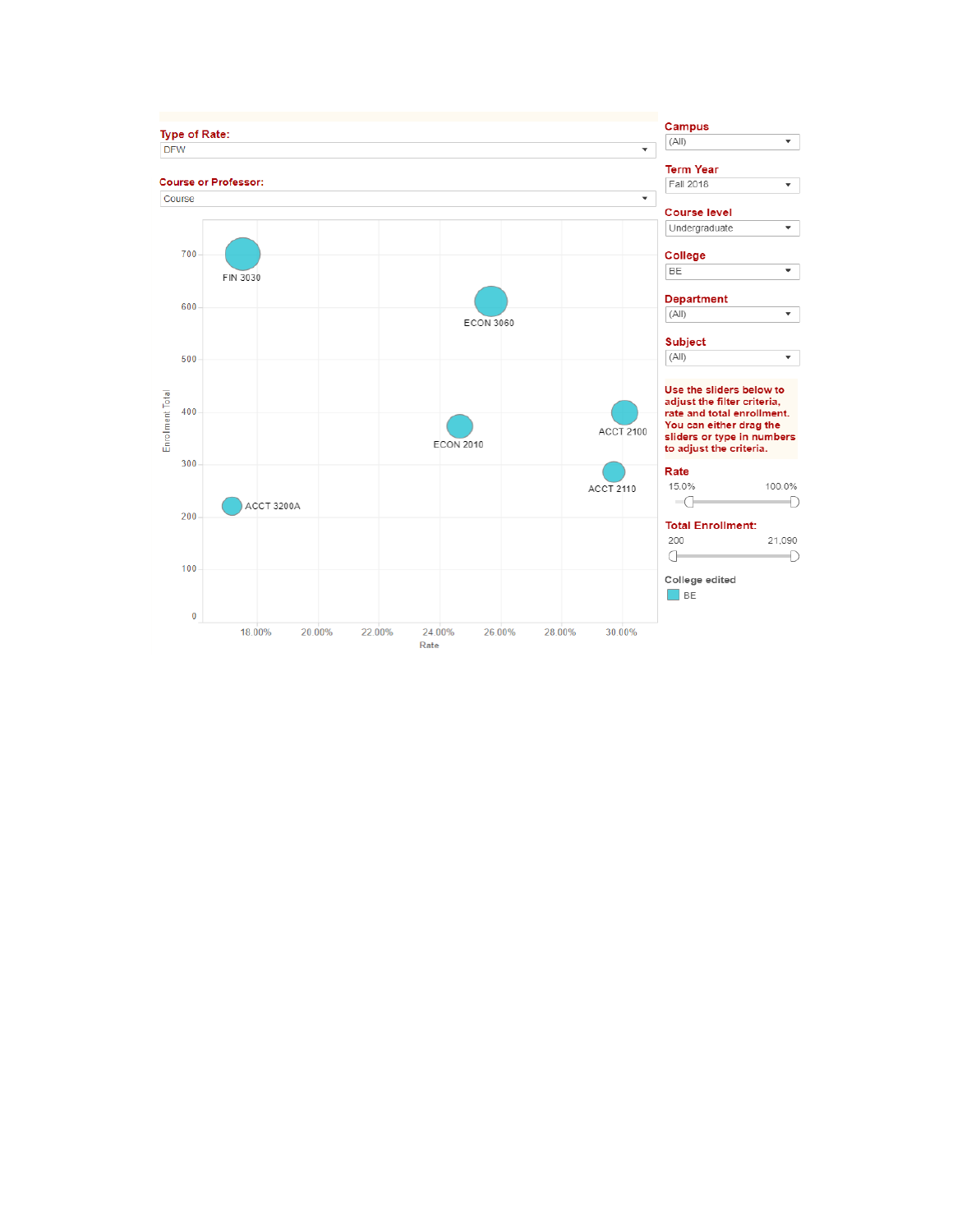**Type of Rate:**

DFW

**Course or Professor:**

Course

FIN 3030

ECON 3060

ECON 2010

ACCT 2100

ACCT 2110

ACCT 3200A

700

600

500

400

300

200

100

0

Enrolment Total

18.00%

20.00%

22.00%

24.00%

26.00%

28.00%

30.00%

Rate

**Campus**

(All)

**Term Year**

Fall 2018

**Course level**

Undergraduate

**College**

BE

**Department**

(All)

**Subject**

(All)

**Use the sliders below to adjust the filter criteria, rate and total enrollment. You can either drag the sliders or type in numbers to adjust the criteria.**

**Rate**

15.0% 100.0%

**Total Enrollment:**

200 21,090

College edited

BE